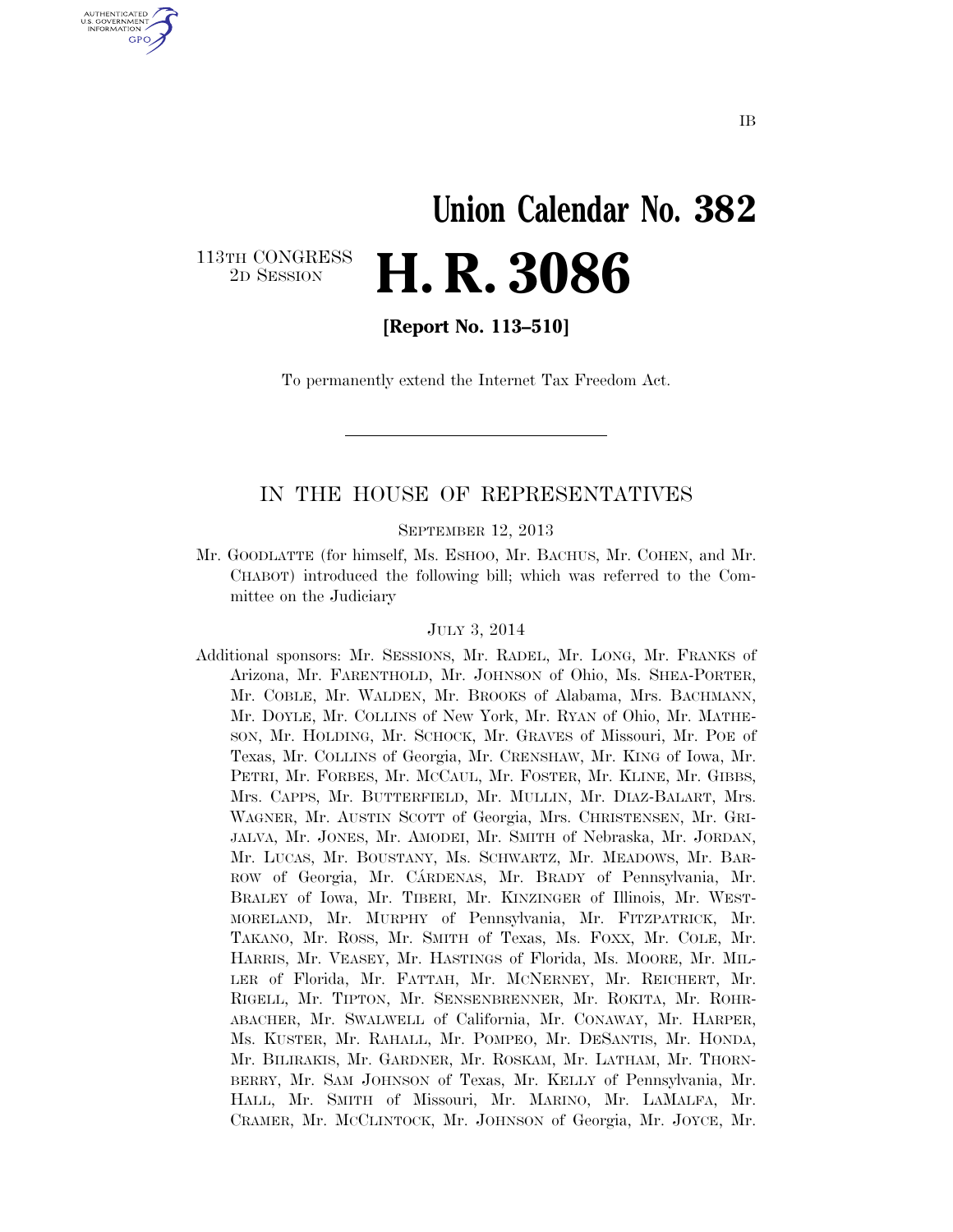IB

# Union Calendar No. 382

113TH CONGRESS
2D SESSION

# H. R. 3086

**[Report No. 113–510]**

To permanently extend the Internet Tax Freedom Act.

## IN THE HOUSE OF REPRESENTATIVES

SEPTEMBER 12, 2013

Mr. GOODLATTE (for himself, Ms. ESHOO, Mr. BACHUS, Mr. COHEN, and Mr. CHABOT) introduced the following bill; which was referred to the Committee on the Judiciary

JULY 3, 2014

Additional sponsors: Mr. SESSIONS, Mr. RADEL, Mr. LONG, Mr. FRANKS of Arizona, Mr. FARENTHOLD, Mr. JOHNSON of Ohio, Ms. SHEA-PORTER, Mr. COBLE, Mr. WALDEN, Mr. BROOKS of Alabama, Mrs. BACHMANN, Mr. DOYLE, Mr. COLLINS of New York, Mr. RYAN of Ohio, Mr. MATHESON, Mr. HOLDING, Mr. SCHOCK, Mr. GRAVES of Missouri, Mr. POE of Texas, Mr. COLLINS of Georgia, Mr. CRENSHAW, Mr. KING of Iowa, Mr. PETRI, Mr. FORBES, Mr. MCCAUL, Mr. FOSTER, Mr. KLINE, Mr. GIBBS, Mrs. CAPPS, Mr. BUTTERFIELD, Mr. MULLIN, Mr. DIAZ-BALART, Mrs. WAGNER, Mr. AUSTIN SCOTT of Georgia, Mrs. CHRISTENSEN, Mr. GRIJALVA, Mr. JONES, Mr. AMODEI, Mr. SMITH of Nebraska, Mr. JORDAN, Mr. LUCAS, Mr. BOUSTANY, Ms. SCHWARTZ, Mr. MEADOWS, Mr. BARROW of Georgia, Mr. CÁRDENAS, Mr. BRADY of Pennsylvania, Mr. BRALEY of Iowa, Mr. TIBERI, Mr. KINZINGER of Illinois, Mr. WESTMORELAND, Mr. MURPHY of Pennsylvania, Mr. FITZPATRICK, Mr. TAKANO, Mr. ROSS, Mr. SMITH of Texas, Ms. FOXX, Mr. COLE, Mr. HARRIS, Mr. VEASEY, Mr. HASTINGS of Florida, Ms. MOORE, Mr. MILLER of Florida, Mr. FATTAH, Mr. MCNERNEY, Mr. REICHERT, Mr. RIGELL, Mr. TIPTON, Mr. SENSENBRENNER, Mr. ROKITA, Mr. ROHRABACHER, Mr. SWALWELL of California, Mr. CONAWAY, Mr. HARPER, Ms. KUSTER, Mr. RAHALL, Mr. POMPEO, Mr. DESANTIS, Mr. HONDA, Mr. BILIRAKIS, Mr. GARDNER, Mr. ROSKAM, Mr. LATHAM, Mr. THORNBERRY, Mr. SAM JOHNSON of Texas, Mr. KELLY of Pennsylvania, Mr. HALL, Mr. SMITH of Missouri, Mr. MARINO, Mr. LAMALFA, Mr. CRAMER, Mr. MCCLINTOCK, Mr. JOHNSON of Georgia, Mr. JOYCE, Mr.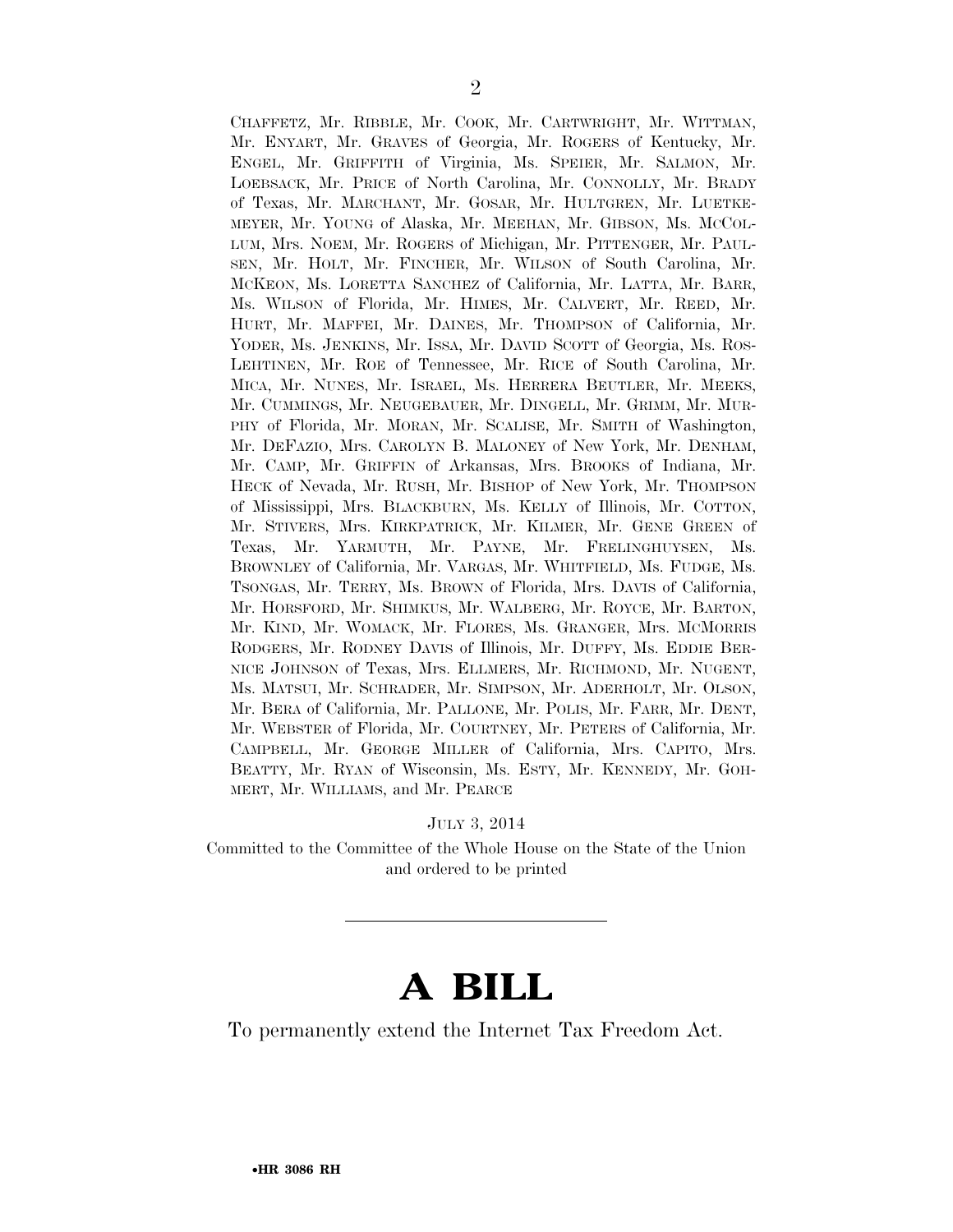CHAFFETZ, Mr. RIBBLE, Mr. COOK, Mr. CARTWRIGHT, Mr. WITTMAN, Mr. ENYART, Mr. GRAVES of Georgia, Mr. ROGERS of Kentucky, Mr. ENGEL, Mr. GRIFFITH of Virginia, Ms. SPEIER, Mr. SALMON, Mr. LOEBSACK, Mr. PRICE of North Carolina, Mr. CONNOLLY, Mr. BRADY of Texas, Mr. MARCHANT, Mr. GOSAR, Mr. HULTGREN, Mr. LUETKEMEYER, Mr. YOUNG of Alaska, Mr. MEEHAN, Mr. GIBSON, Ms. MCCOLLUM, Mrs. NOEM, Mr. ROGERS of Michigan, Mr. PITTENGER, Mr. PAULSEN, Mr. HOLT, Mr. FINCHER, Mr. WILSON of South Carolina, Mr. MCKEON, Ms. LORETTA SANCHEZ of California, Mr. LATTA, Mr. BARR, Ms. WILSON of Florida, Mr. HIMES, Mr. CALVERT, Mr. REED, Mr. HURT, Mr. MAFFEI, Mr. DAINES, Mr. THOMPSON of California, Mr. YODER, Ms. JENKINS, Mr. ISSA, Mr. DAVID SCOTT of Georgia, Ms. ROS-LEHTINEN, Mr. ROE of Tennessee, Mr. RICE of South Carolina, Mr. MICA, Mr. NUNES, Mr. ISRAEL, Ms. HERRERA BEUTLER, Mr. MEEKS, Mr. CUMMINGS, Mr. NEUGEBAUER, Mr. DINGELL, Mr. GRIMM, Mr. MURPHY of Florida, Mr. MORAN, Mr. SCALISE, Mr. SMITH of Washington, Mr. DEFAZIO, Mrs. CAROLYN B. MALONEY of New York, Mr. DENHAM, Mr. CAMP, Mr. GRIFFIN of Arkansas, Mrs. BROOKS of Indiana, Mr. HECK of Nevada, Mr. RUSH, Mr. BISHOP of New York, Mr. THOMPSON of Mississippi, Mrs. BLACKBURN, Ms. KELLY of Illinois, Mr. COTTON, Mr. STIVERS, Mrs. KIRKPATRICK, Mr. KILMER, Mr. GENE GREEN of Texas, Mr. YARMUTH, Mr. PAYNE, Mr. FRELINGHUYSEN, Ms. BROWNLEY of California, Mr. VARGAS, Mr. WHITFIELD, Ms. FUDGE, Ms. TSONGAS, Mr. TERRY, Ms. BROWN of Florida, Mrs. DAVIS of California, Mr. HORSFORD, Mr. SHIMKUS, Mr. WALBERG, Mr. ROYCE, Mr. BARTON, Mr. KIND, Mr. WOMACK, Mr. FLORES, Ms. GRANGER, Mrs. MCMORRIS RODGERS, Mr. RODNEY DAVIS of Illinois, Mr. DUFFY, Ms. EDDIE BERNICE JOHNSON of Texas, Mrs. ELLMERS, Mr. RICHMOND, Mr. NUGENT, Ms. MATSUI, Mr. SCHRADER, Mr. SIMPSON, Mr. ADERHOLT, Mr. OLSON, Mr. BERA of California, Mr. PALLONE, Mr. POLIS, Mr. FARR, Mr. DENT, Mr. WEBSTER of Florida, Mr. COURTNEY, Mr. PETERS of California, Mr. CAMPBELL, Mr. GEORGE MILLER of California, Mrs. CAPITO, Mrs. BEATTY, Mr. RYAN of Wisconsin, Ms. ESTY, Mr. KENNEDY, Mr. GOHMERT, Mr. WILLIAMS, and Mr. PEARCE

JULY 3, 2014

Committed to the Committee of the Whole House on the State of the Union and ordered to be printed

---

# A BILL

To permanently extend the Internet Tax Freedom Act.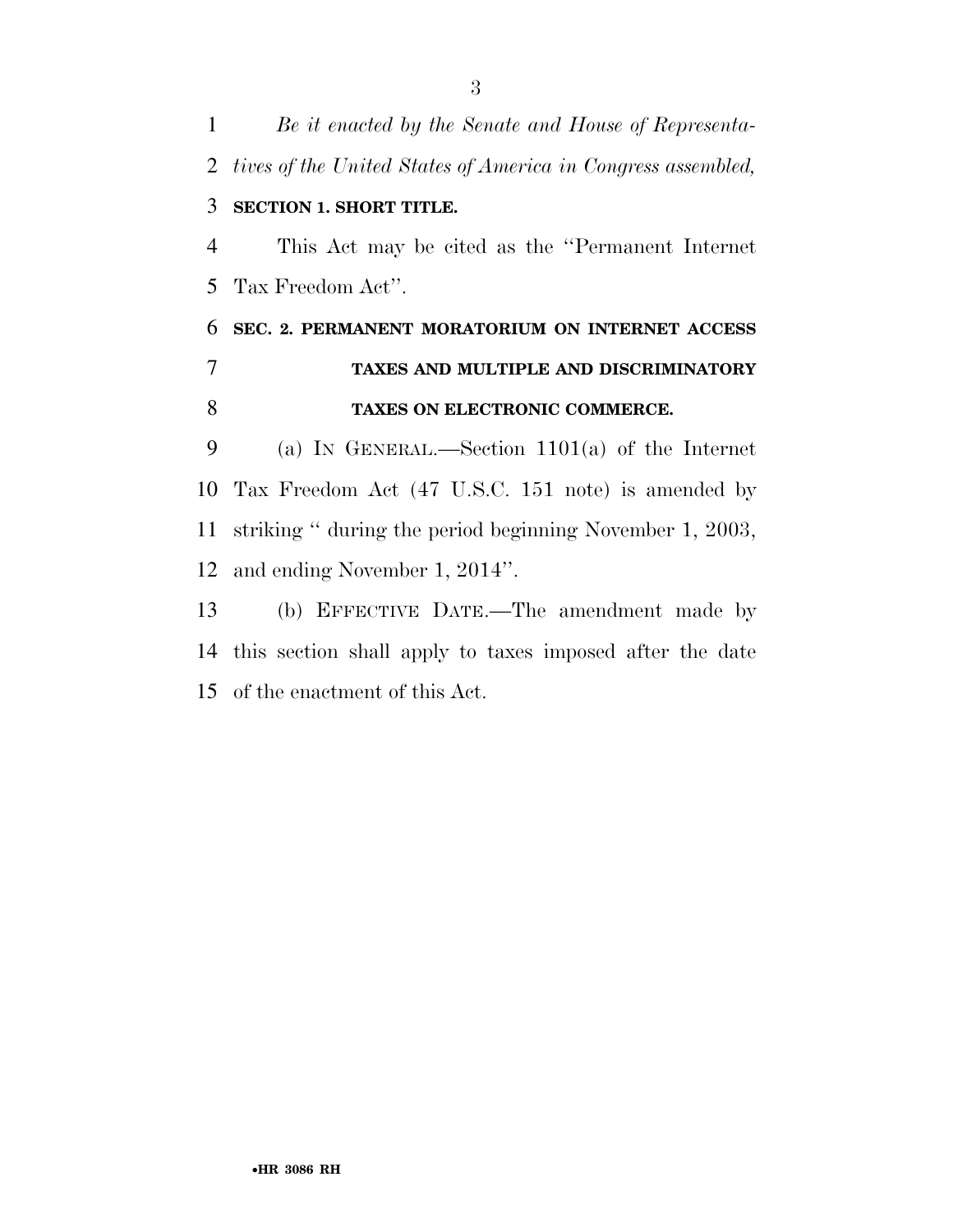*Be it enacted by the Senate and House of Representatives of the United States of America in Congress assembled,*

**SECTION 1. SHORT TITLE.**

This Act may be cited as the "Permanent Internet Tax Freedom Act".

**SEC. 2. PERMANENT MORATORIUM ON INTERNET ACCESS TAXES AND MULTIPLE AND DISCRIMINATORY TAXES ON ELECTRONIC COMMERCE.**

(a) IN GENERAL.—Section 1101(a) of the Internet Tax Freedom Act (47 U.S.C. 151 note) is amended by striking " during the period beginning November 1, 2003, and ending November 1, 2014".

(b) EFFECTIVE DATE.—The amendment made by this section shall apply to taxes imposed after the date of the enactment of this Act.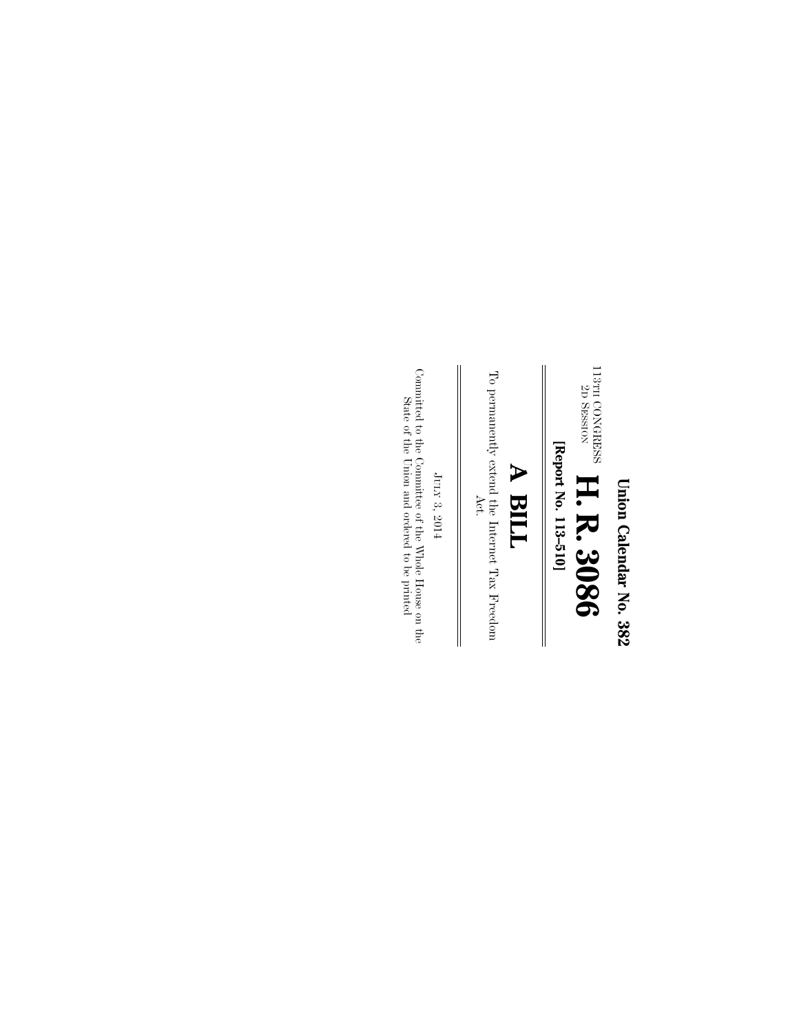Union Calendar No. 382

113TH CONGRESS
2D SESSION

# H. R. 3086

**[Report No. 113–510]**

---

# A BILL

To permanently extend the Internet Tax Freedom Act.

---

JULY 3, 2014

Committed to the Committee of the Whole House on the State of the Union and ordered to be printed